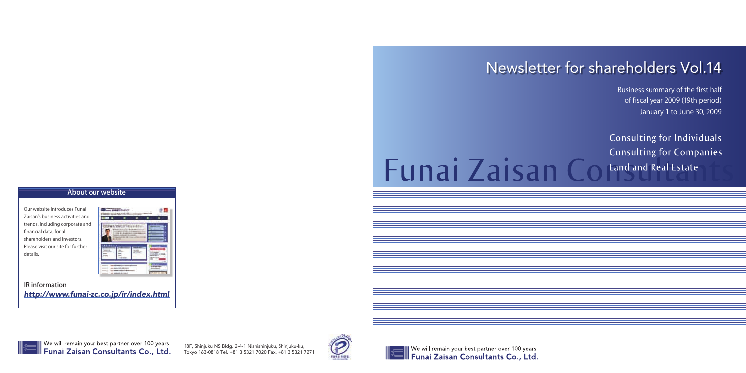# Newsletter for shareholders Vol.14

Business summary of the first half of fiscal year 2009 (19th period)
January 1 to June 30, 2009

Consulting for Individuals
Consulting for Companies
Land and Real Estate

Funai Zaisan Consultants

We will remain your best partner over 100 years
Funai Zaisan Consultants Co., Ltd.

## About our website

Our website introduces Funai Zaisan's business activities and trends, including corporate and financial data, for all shareholders and investors. Please visit our site for further details.

**IR information**
*http://www.funai-zc.co.jp/ir/index.html*

We will remain your best partner over 100 years
Funai Zaisan Consultants Co., Ltd.

18F, Shinjuku NS Bldg. 2-4-1 Nishishinjuku, Shinjuku-ku, Tokyo 163-0818 Tel. +81 3 5321 7020 Fax. +81 3 5321 7271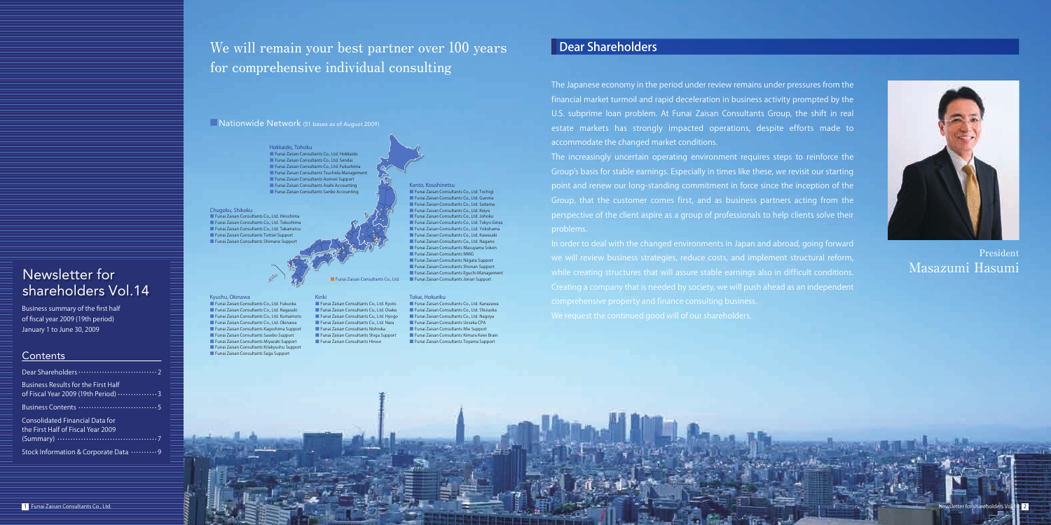# Newsletter for shareholders Vol.14

Business summary of the first half of fiscal year 2009 (19th period)
January 1 to June 30, 2009

## Contents

- Dear Shareholders ···························· 2
- Business Results for the First Half of Fiscal Year 2009 (19th Period) ··············· 3
- Business Contents ···························· 5
- Consolidated Financial Data for the First Half of Fiscal Year 2009 (Summary) ···································· 7
- Stock Information & Corporate Data ·········· 9

# We will remain your best partner over 100 years for comprehensive individual consulting

## Nationwide Network (51 bases as of August 2009)

**Hokkaido, Tohoku**
- Funai Zaisan Consultants Co., Ltd. Hokkaido
- Funai Zaisan Consultants Co., Ltd. Sendai
- Funai Zaisan Consultants Co., Ltd. Fukushima
- Funai Zaisan Consultants Tsuchida Management
- Funai Zaisan Consultants Aomori Support
- Funai Zaisan Consultants Asahi Accounting
- Funai Zaisan Consultants Sanbe Accounting

**Chugoku, Shikoku**
- Funai Zaisan Consultants Co., Ltd. Hiroshima
- Funai Zaisan Consultants Co., Ltd. Tokushima
- Funai Zaisan Consultants Co., Ltd. Takamatsu
- Funai Zaisan Consultants Tottori Support
- Funai Zaisan Consultants Shimane Support

**Kanto, Koushinetsu**
- Funai Zaisan Consultants Co., Ltd. Tochigi
- Funai Zaisan Consultants Co., Ltd. Gunma
- Funai Zaisan Consultants Co., Ltd. Saitama
- Funai Zaisan Consultants Co., Ltd. Keiyo
- Funai Zaisan Consultants Co., Ltd. Johoku
- Funai Zaisan Consultants Co., Ltd. Tokyo Ginza
- Funai Zaisan Consultants Co., Ltd. Yokohama
- Funai Zaisan Consultants Co., Ltd. Kawasaki
- Funai Zaisan Consultants Co., Ltd. Nagano
- Funai Zaisan Consultants Masuyama Soken
- Funai Zaisan Consultants MMG
- Funai Zaisan Consultants Niigata Support
- Funai Zaisan Consultants Shonan Support
- Funai Zaisan Consultants Eguchi Management
- Funai Zaisan Consultants Jonan Support

Funai Zaisan Consultants Co., Ltd.

**Kyushu, Okinawa**
- Funai Zaisan Consultants Co., Ltd. Fukuoka
- Funai Zaisan Consultants Co., Ltd. Nagasaki
- Funai Zaisan Consultants Co., Ltd. Kumamoto
- Funai Zaisan Consultants Co., Ltd. Okinawa
- Funai Zaisan Consultants Kagoshima Support
- Funai Zaisan Consultants Sasebo Support
- Funai Zaisan Consultants Miyazaki Support
- Funai Zaisan Consultants Kitakyushu Support
- Funai Zaisan Consultants Saga Support

**Kinki**
- Funai Zaisan Consultants Co., Ltd. Kyoto
- Funai Zaisan Consultants Co., Ltd. Osaka
- Funai Zaisan Consultants Co., Ltd. Hyogo
- Funai Zaisan Consultants Co., Ltd. Nara
- Funai Zaisan Consultants Nishioka
- Funai Zaisan Consultants Shiga Support
- Funai Zaisan Consultants Hirose

**Tokai, Hokuriku**
- Funai Zaisan Consultants Co., Ltd. Kanazawa
- Funai Zaisan Consultants Co., Ltd. Shizuoka
- Funai Zaisan Consultants Co., Ltd. Nagoya
- Funai Zaisan Consultants Uesaka CPA
- Funai Zaisan Consultants Mie Support
- Funai Zaisan Consultants Kimura Keiei Brain
- Funai Zaisan Consultants Toyama Support

## Dear Shareholders

The Japanese economy in the period under review remains under pressures from the financial market turmoil and rapid deceleration in business activity prompted by the U.S. subprime loan problem. At Funai Zaisan Consultants Group, the shift in real estate markets has strongly impacted operations, despite efforts made to accommodate the changed market conditions.

The increasingly uncertain operating environment requires steps to reinforce the Group's basis for stable earnings. Especially in times like these, we revisit our starting point and renew our long-standing commitment in force since the inception of the Group, that the customer comes first, and as business partners acting from the perspective of the client aspire as a group of professionals to help clients solve their problems.

In order to deal with the changed environments in Japan and abroad, going forward we will review business strategies, reduce costs, and implement structural reform, while creating structures that will assure stable earnings also in difficult conditions. Creating a company that is needed by society, we will push ahead as an independent comprehensive property and finance consulting business.

We request the continued good will of our shareholders.

President
Masazumi Hasumi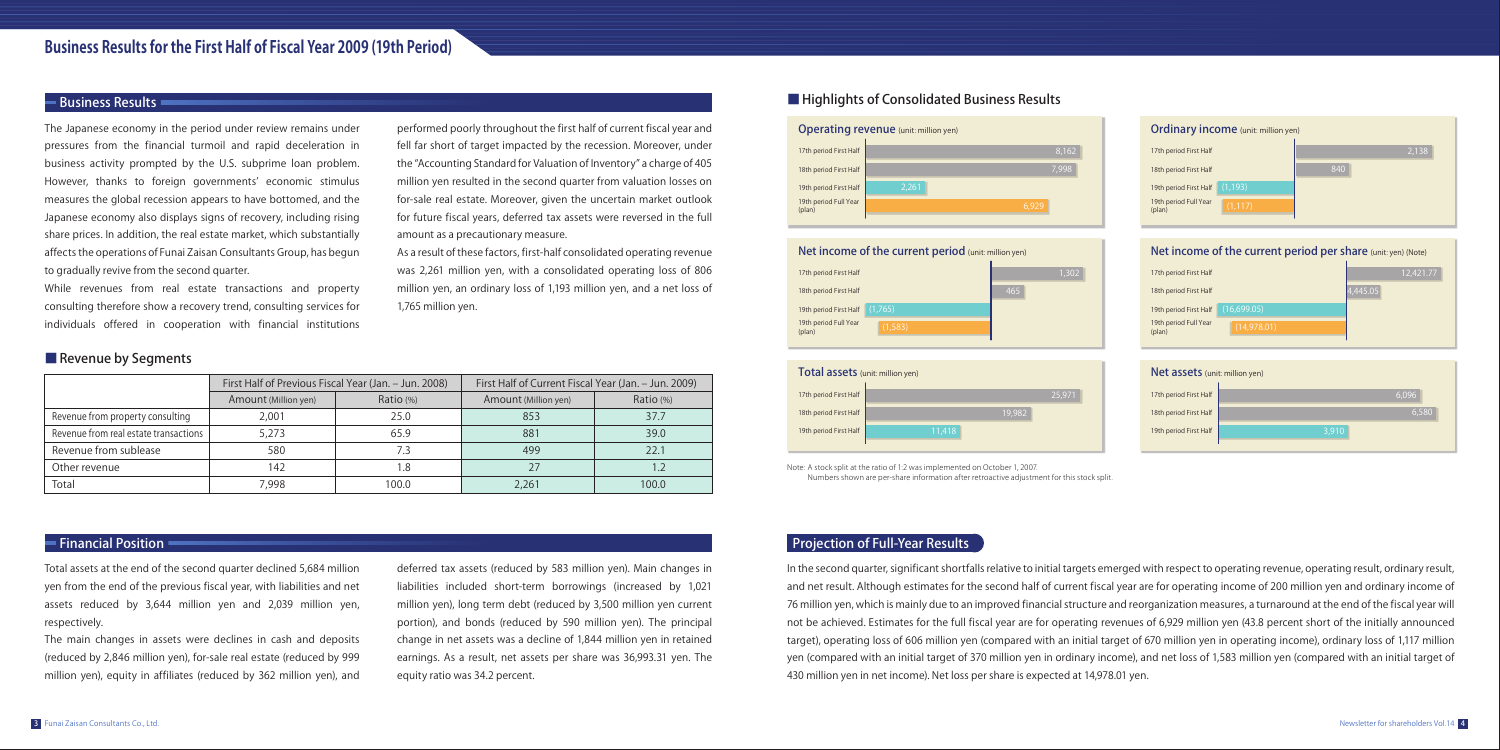# Business Results for the First Half of Fiscal Year 2009 (19th Period)

## Business Results

The Japanese economy in the period under review remains under pressures from the financial turmoil and rapid deceleration in business activity prompted by the U.S. subprime loan problem. However, thanks to foreign governments' economic stimulus measures the global recession appears to have bottomed, and the Japanese economy also displays signs of recovery, including rising share prices. In addition, the real estate market, which substantially affects the operations of Funai Zaisan Consultants Group, has begun to gradually revive from the second quarter.

While revenues from real estate transactions and property consulting therefore show a recovery trend, consulting services for individuals offered in cooperation with financial institutions performed poorly throughout the first half of current fiscal year and fell far short of target impacted by the recession. Moreover, under the "Accounting Standard for Valuation of Inventory" a charge of 405 million yen resulted in the second quarter from valuation losses on for-sale real estate. Moreover, given the uncertain market outlook for future fiscal years, deferred tax assets were reversed in the full amount as a precautionary measure.

As a result of these factors, first-half consolidated operating revenue was 2,261 million yen, with a consolidated operating loss of 806 million yen, an ordinary loss of 1,193 million yen, and a net loss of 1,765 million yen.

## Revenue by Segments

| | First Half of Previous Fiscal Year (Jan. – Jun. 2008) | | First Half of Current Fiscal Year (Jan. – Jun. 2009) | |
|---|---|---|---|---|
| | Amount (Million yen) | Ratio (%) | Amount (Million yen) | Ratio (%) |
| Revenue from property consulting | 2,001 | 25.0 | 853 | 37.7 |
| Revenue from real estate transactions | 5,273 | 65.9 | 881 | 39.0 |
| Revenue from sublease | 580 | 7.3 | 499 | 22.1 |
| Other revenue | 142 | 1.8 | 27 | 1.2 |
| Total | 7,998 | 100.0 | 2,261 | 100.0 |

## Highlights of Consolidated Business Results

**Operating revenue** (unit: million yen)

| Period | Value |
|---|---|
| 17th period First Half | 8,162 |
| 18th period First Half | 7,998 |
| 19th period First Half | 2,261 |
| 19th period Full Year (plan) | 6,929 |

**Ordinary income** (unit: million yen)

| Period | Value |
|---|---|
| 17th period First Half | 2,138 |
| 18th period First Half | 840 |
| 19th period First Half | (1,193) |
| 19th period Full Year (plan) | (1,117) |

**Net income of the current period** (unit: million yen)

| Period | Value |
|---|---|
| 17th period First Half | 1,302 |
| 18th period First Half | 465 |
| 19th period First Half | (1,765) |
| 19th period Full Year (plan) | (1,583) |

**Net income of the current period per share** (unit: yen) (Note)

| Period | Value |
|---|---|
| 17th period First Half | 12,421.77 |
| 18th period First Half | 4,445.05 |
| 19th period First Half | (16,699.05) |
| 19th period Full Year (plan) | (14,978.01) |

**Total assets** (unit: million yen)

| Period | Value |
|---|---|
| 17th period First Half | 25,971 |
| 18th period First Half | 19,982 |
| 19th period First Half | 11,418 |

**Net assets** (unit: million yen)

| Period | Value |
|---|---|
| 17th period First Half | 6,096 |
| 18th period First Half | 6,580 |
| 19th period First Half | 3,910 |

Note: A stock split at the ratio of 1:2 was implemented on October 1, 2007.
Numbers shown are per-share information after retroactive adjustment for this stock split.

## Financial Position

Total assets at the end of the second quarter declined 5,684 million yen from the end of the previous fiscal year, with liabilities and net assets reduced by 3,644 million yen and 2,039 million yen, respectively.

The main changes in assets were declines in cash and deposits (reduced by 2,846 million yen), for-sale real estate (reduced by 999 million yen), equity in affiliates (reduced by 362 million yen), and deferred tax assets (reduced by 583 million yen). Main changes in liabilities included short-term borrowings (increased by 1,021 million yen), long term debt (reduced by 3,500 million yen current portion), and bonds (reduced by 590 million yen). The principal change in net assets was a decline of 1,844 million yen in retained earnings. As a result, net assets per share was 36,993.31 yen. The equity ratio was 34.2 percent.

## Projection of Full-Year Results

In the second quarter, significant shortfalls relative to initial targets emerged with respect to operating revenue, operating result, ordinary result, and net result. Although estimates for the second half of current fiscal year are for operating income of 200 million yen and ordinary income of 76 million yen, which is mainly due to an improved financial structure and reorganization measures, a turnaround at the end of the fiscal year will not be achieved. Estimates for the full fiscal year are for operating revenues of 6,929 million yen (43.8 percent short of the initially announced target), operating loss of 606 million yen (compared with an initial target of 670 million yen in operating income), ordinary loss of 1,117 million yen (compared with an initial target of 370 million yen in ordinary income), and net loss of 1,583 million yen (compared with an initial target of 430 million yen in net income). Net loss per share is expected at 14,978.01 yen.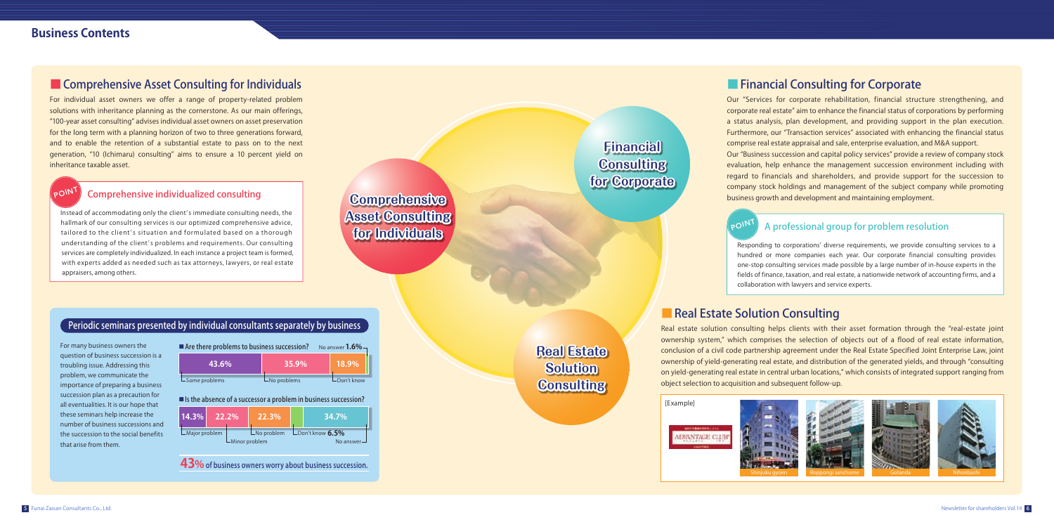# Business Contents

## Comprehensive Asset Consulting for Individuals

For individual asset owners we offer a range of property-related problem solutions with inheritance planning as the cornerstone. As our main offerings, "100-year asset consulting" advises individual asset owners on asset preservation for the long term with a planning horizon of two to three generations forward, and to enable the retention of a substantial estate to pass on to the next generation, "10 (Ichimaru) consulting" aims to ensure a 10 percent yield on inheritance taxable asset.

### POINT: Comprehensive individualized consulting

Instead of accommodating only the client's immediate consulting needs, the hallmark of our consulting services is our optimized comprehensive advice, tailored to the client's situation and formulated based on a thorough understanding of the client's problems and requirements. Our consulting services are completely individualized. In each instance a project team is formed, with experts added as needed such as tax attorneys, lawyers, or real estate appraisers, among others.

### Periodic seminars presented by individual consultants separately by business

For many business owners the question of business succession is a troubling issue. Addressing this problem, we communicate the importance of preparing a business succession plan as a precaution for all eventualities. It is our hope that these seminars help increase the number of business successions and the succession to the social benefits that arise from them.

**Are there problems to business succession?**

| Some problems | No problems | Don't know | No answer |
|---|---|---|---|
| 43.6% | 35.9% | 18.9% | 1.6% |

**Is the absence of a successor a problem in business succession?**

| Major problem | Minor problem | No problem | Don't know | No answer |
|---|---|---|---|---|
| 14.3% | 22.2% | 22.3% | 6.5% | 34.7% |

**43% of business owners worry about business succession.**

## Financial Consulting for Corporate

Our "Services for corporate rehabilitation, financial structure strengthening, and corporate real estate" aim to enhance the financial status of corporations by performing a status analysis, plan development, and providing support in the plan execution. Furthermore, our "Transaction services" associated with enhancing the financial status comprise real estate appraisal and sale, enterprise evaluation, and M&A support.

Our "Business succession and capital policy services" provide a review of company stock evaluation, help enhance the management succession environment including with regard to financials and shareholders, and provide support for the succession to company stock holdings and management of the subject company while promoting business growth and development and maintaining employment.

### POINT: A professional group for problem resolution

Responding to corporations' diverse requirements, we provide consulting services to a hundred or more companies each year. Our corporate financial consulting provides one-stop consulting services made possible by a large number of in-house experts in the fields of finance, taxation, and real estate, a nationwide network of accounting firms, and a collaboration with lawyers and service experts.

## Real Estate Solution Consulting

Real estate solution consulting helps clients with their asset formation through the "real-estate joint ownership system," which comprises the selection of objects out of a flood of real estate information, conclusion of a civil code partnership agreement under the Real Estate Specified Joint Enterprise Law, joint ownership of yield-generating real estate, and distribution of the generated yields, and through "consulting on yield-generating real estate in central urban locations," which consists of integrated support ranging from object selection to acquisition and subsequent follow-up.

[Example]

ADVANTAGE CLUB

Shinjuku gyoen | Roppongi sanchome | Gotanda | Nihonbashi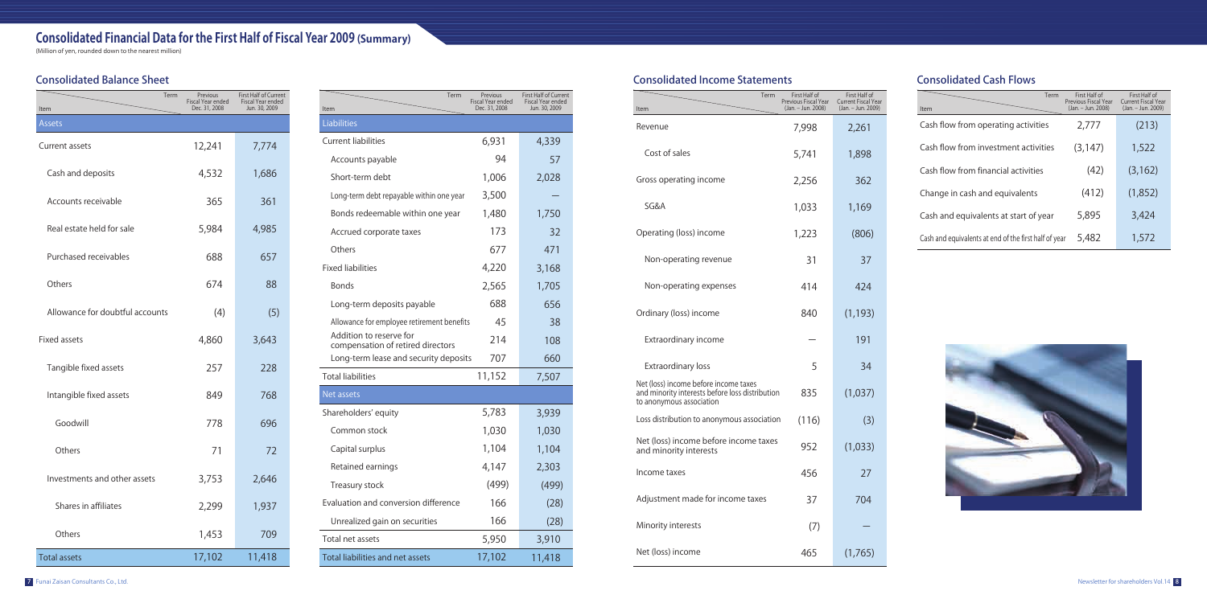# Consolidated Financial Data for the First Half of Fiscal Year 2009 (Summary)

(Million of yen, rounded down to the nearest million)

## Consolidated Balance Sheet

| Item | Previous Fiscal Year ended Dec. 31, 2008 | First Half of Current Fiscal Year ended Jun. 30, 2009 |
|---|---|---|
| **Assets** | | |
| Current assets | 12,241 | 7,774 |
| Cash and deposits | 4,532 | 1,686 |
| Accounts receivable | 365 | 361 |
| Real estate held for sale | 5,984 | 4,985 |
| Purchased receivables | 688 | 657 |
| Others | 674 | 88 |
| Allowance for doubtful accounts | (4) | (5) |
| Fixed assets | 4,860 | 3,643 |
| Tangible fixed assets | 257 | 228 |
| Intangible fixed assets | 849 | 768 |
| Goodwill | 778 | 696 |
| Others | 71 | 72 |
| Investments and other assets | 3,753 | 2,646 |
| Shares in affiliates | 2,299 | 1,937 |
| Others | 1,453 | 709 |
| Total assets | 17,102 | 11,418 |

| Item | Previous Fiscal Year ended Dec. 31, 2008 | First Half of Current Fiscal Year ended Jun. 30, 2009 |
|---|---|---|
| **Liabilities** | | |
| Current liabilities | 6,931 | 4,339 |
| Accounts payable | 94 | 57 |
| Short-term debt | 1,006 | 2,028 |
| Long-term debt repayable within one year | 3,500 | — |
| Bonds redeemable within one year | 1,480 | 1,750 |
| Accrued corporate taxes | 173 | 32 |
| Others | 677 | 471 |
| Fixed liabilities | 4,220 | 3,168 |
| Bonds | 2,565 | 1,705 |
| Long-term deposits payable | 688 | 656 |
| Allowance for employee retirement benefits | 45 | 38 |
| Addition to reserve for compensation of retired directors | 214 | 108 |
| Long-term lease and security deposits | 707 | 660 |
| Total liabilities | 11,152 | 7,507 |
| **Net assets** | | |
| Shareholders' equity | 5,783 | 3,939 |
| Common stock | 1,030 | 1,030 |
| Capital surplus | 1,104 | 1,104 |
| Retained earnings | 4,147 | 2,303 |
| Treasury stock | (499) | (499) |
| Evaluation and conversion difference | 166 | (28) |
| Unrealized gain on securities | 166 | (28) |
| Total net assets | 5,950 | 3,910 |
| Total liabilities and net assets | 17,102 | 11,418 |

## Consolidated Income Statements

| Item | First Half of Previous Fiscal Year (Jan. – Jun. 2008) | First Half of Current Fiscal Year (Jan. – Jun. 2009) |
|---|---|---|
| Revenue | 7,998 | 2,261 |
| Cost of sales | 5,741 | 1,898 |
| Gross operating income | 2,256 | 362 |
| SG&A | 1,033 | 1,169 |
| Operating (loss) income | 1,223 | (806) |
| Non-operating revenue | 31 | 37 |
| Non-operating expenses | 414 | 424 |
| Ordinary (loss) income | 840 | (1,193) |
| Extraordinary income | — | 191 |
| Extraordinary loss | 5 | 34 |
| Net (loss) income before income taxes and minority interests before loss distribution to anonymous association | 835 | (1,037) |
| Loss distribution to anonymous association | (116) | (3) |
| Net (loss) income before income taxes and minority interests | 952 | (1,033) |
| Income taxes | 456 | 27 |
| Adjustment made for income taxes | 37 | 704 |
| Minority interests | (7) | — |
| Net (loss) income | 465 | (1,765) |

## Consolidated Cash Flows

| Item | First Half of Previous Fiscal Year (Jan. – Jun. 2008) | First Half of Current Fiscal Year (Jan. – Jun. 2009) |
|---|---|---|
| Cash flow from operating activities | 2,777 | (213) |
| Cash flow from investment activities | (3,147) | 1,522 |
| Cash flow from financial activities | (42) | (3,162) |
| Change in cash and equivalents | (412) | (1,852) |
| Cash and equivalents at start of year | 5,895 | 3,424 |
| Cash and equivalents at end of the first half of year | 5,482 | 1,572 |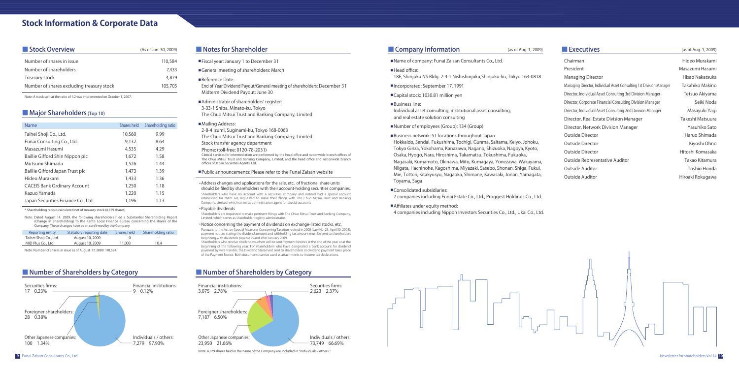# Stock Information & Corporate Data

## Stock Overview

(As of Jun. 30, 2009)

| | |
|---|---|
| Number of shares in issue | 110,584 |
| Number of shareholders | 7,433 |
| Treasury stock | 4,879 |
| Number of shares excluding treasury stock | 105,705 |

Note: A stock split at the ratio of 1:2 was implemented on October 1, 2007.

## Major Shareholders (Top 10)

| Name | Shares held | Shareholding ratio |
|---|---|---|
| Taihei Shoji Co., Ltd. | 10,560 | 9.99 |
| Funai Consulting Co., Ltd. | 9,132 | 8.64 |
| Masazumi Hasumi | 4,535 | 4.29 |
| Baillie Gifford Shin Nippon plc | 1,672 | 1.58 |
| Mutsumi Shimada | 1,526 | 1.44 |
| Baillie Gifford Japan Trust plc | 1,473 | 1.39 |
| Hideo Murakami | 1,433 | 1.36 |
| CACEIS Bank Ordinary Account | 1,250 | 1.18 |
| Kazuo Yamada | 1,220 | 1.15 |
| Japan Securities Finance Co., Ltd. | 1,196 | 1.13 |

* Shareholding ratio is calculated net of treasury stock (4,879 shares).

Note: Dated August 14, 2009, the following shareholders filed a Substantial Shareholding Report (Change in Shareholding) to the Kanto Local Finance Bureau concerning the shares of the Company. These changes have been confirmed by the Company.

| Reporting entity | Statutory reporting date | Shares held | Shareholding ratio |
|---|---|---|---|
| Taihei Shoji Co., Ltd. | August 10, 2009 | 0 | — |
| MID Plus Co., Ltd. | August 10, 2009 | 11,003 | 10.4 |

Note: Number of shares in issue as of August. 17, 2009: 110,584

## Number of Shareholders by Category

Securities firms: 17 0.23%
Financial institutions: 9 0.12%
Foreigner shareholders: 28 0.38%
Other Japanese companies: 100 1.34%
Individuals / others: 7,279 97.93%

## Notes for Shareholder

- Fiscal year: January 1 to December 31
- General meeting of shareholders: March
- Reference Date:
  End of Year Dividend Payout/General meeting of shareholders: December 31
  Midterm Dividend Payout: June 30
- Administrator of shareholders' register:
  3-33-1 Shiba, Minato-ku, Tokyo
  The Chuo Mitsui Trust and Banking Company, Limited
- Mailing Address:
  2-8-4 Izumi, Suginami-ku, Tokyo 168-0063
  The Chuo Mitsui Trust and Banking Company, Limited.
  Stock transfer agency department
  Phone: (toll-free: 0120-78-2031)
  Clerical services for intermediation are performed by the head office and nationwide branch offices of The Chuo Mitsui Trust and Banking Company, Limited, and the head office and nationwide branch offices of Japan Securities Agents, Ltd.
- Public announcements: Please refer to the Funai Zaisan website

・Address changes and applications for the sale, etc., of fractional share units should be filed by shareholders with their account-holding securities companies.
Shareholders who have no account with a securities company and instead had a special account established for them are requested to make their filings with The Chuo Mitsui Trust and Banking Company, Limited, which serves as administration agent for special accounts.

・Payable dividends
Shareholders are requested to make pertinent filings with The Chuo Mitsui Trust and Banking Company, Limited, which serves as shareholder registry administrator.

・Notice concerning the payment of dividends on exchange-listed stocks, etc.
Pursuant to the Act on Special Measures Concerning Taxation revised in 2008 (Law No. 23; April 30, 2008), payment notices stating the dividend amount and withholding tax amount must be sent to shareholders beginning with dividends payable in and after January 2009.
Shareholders who receive dividend vouchers will be sent Payment Notices at the end of the year or at the beginning of the following year. For shareholders who have designated a bank account for dividend payment by wire transfer, the Dividend Statement sent to shareholders at dividend payment takes place of the Payment Notice. Both documents can be used as attachments to income tax declarations.

## Number of Shareholders by Category

Financial institutions: 3,075 2.78%
Securities firms: 2,623 2.37%
Foreigner shareholders: 7,187 6.50%
Other Japanese companies: 23,950 21.66%
Individuals / others: 73,749 66.69%

Note: 4,879 shares held in the name of the Company are included in "Individuals / others."

## Company Information

(as of Aug. 1, 2009)

- Name of company: Funai Zaisan Consultants Co., Ltd.
- Head office:
  18F, Shinjuku NS Bldg. 2-4-1 Nishishinjuku,Shinjuku-ku, Tokyo 163-0818
- Incorporated: September 17, 1991
- Capital stock: 1030.81 million yen
- Business line:
  Individual asset consulting, institutional asset consulting, and real estate solution consulting
- Number of employees (Group): 134 (Group)
- Business network: 51 locations throughout Japan
  Hokkaido, Sendai, Fukushima, Tochigi, Gunma, Saitama, Keiyo, Johoku, Tokyo Ginza, Yokohama, Kanazawa, Nagano, Shizuoka, Nagoya, Kyoto, Osaka, Hyogo, Nara, Hiroshima, Takamatsu, Tokushima, Fukuoka, Nagasaki, Kumamoto, Okinawa, Mito, Kumagaya, Yonezawa, Wakayama, Niigata, Hachinohe, Kagoshima, Miyazaki, Sasebo, Shonan, Shiga, Fukui, Mie, Tottori, Kitakyusyu, Nagaoka, Shimane, Kawasaki, Jonan, Yamagata, Toyama, Saga
- Consolidated subsidiaries:
  7 companies including Funai Estate Co., Ltd., Proggest Holdings Co., Ltd.
- Affiliates under equity method:
  4 companies including Nippon Investors Securities Co., Ltd., Ukai Co., Ltd.

## Executives

(as of Aug. 1, 2009)

| | |
|---|---|
| Chairman | Hideo Murakami |
| President | Masazumi Hasumi |
| Managing Director | Hisao Nakatsuka |
| Managing Director, Individual Asset Consulting 1st Division Manager | Takahiko Makino |
| Director, Individual Asset Consulting 3rd Division Manager | Tetsuo Akiyama |
| Director, Corporate Financial Consulting Division Manager | Seiki Noda |
| Director, Individual Asset Consulting 2nd Division Manager | Masayuki Yagi |
| Director, Real Estate Division Manager | Takeshi Matsuura |
| Director, Network Division Manager | Yasuhiko Sato |
| Outside Director | Haruo Shimada |
| Outside Director | Kiyoshi Ohno |
| Outside Director | Hitoshi Komasaka |
| Outside Representative Auditor | Takao Kitamura |
| Outside Auditor | Toshio Honda |
| Outside Auditor | Hiroaki Rokugawa |